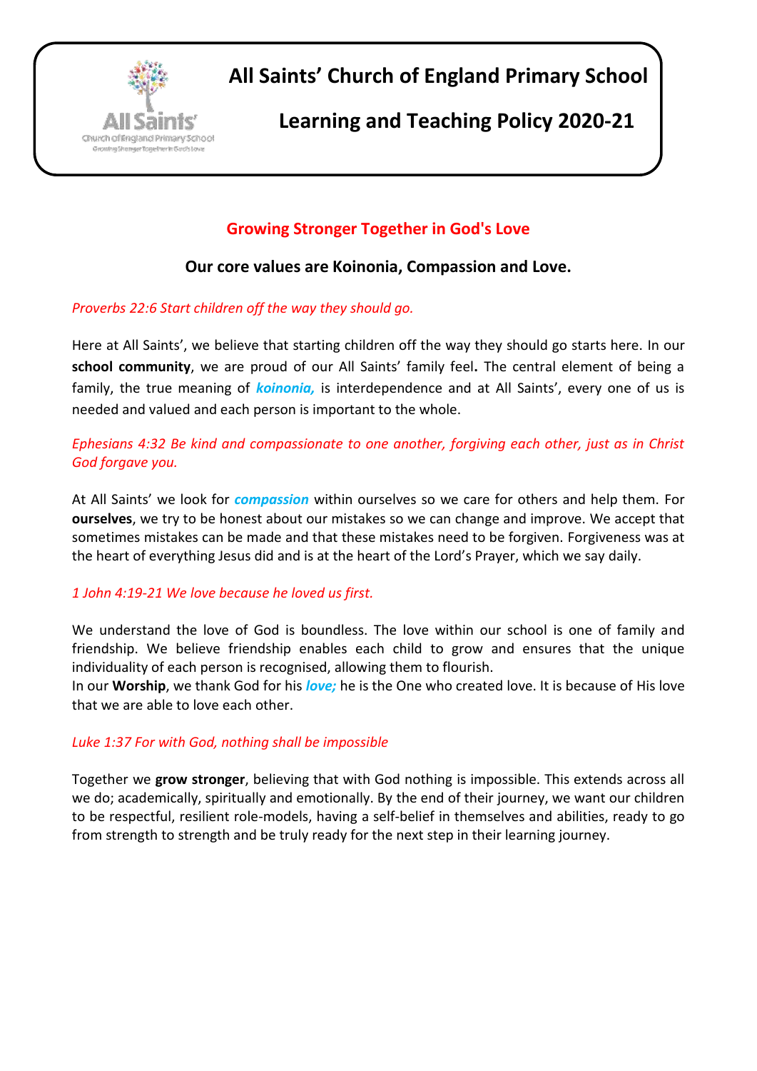# All Saints' Church of England Primary School

## Learning and Teaching Policy 2020-21

### Growing Stronger Together in God's Love

**Our core values are Koinonia, Compassion and Love.**

*Proverbs 22:6 Start children off the way they should go.*

Here at All Saints', we believe that starting children off the way they should go starts here. In our **school community**, we are proud of our All Saints' family feel**.** The central element of being a family, the true meaning of ***koinonia,*** is interdependence and at All Saints', every one of us is needed and valued and each person is important to the whole.

*Ephesians 4:32 Be kind and compassionate to one another, forgiving each other, just as in Christ God forgave you.*

At All Saints' we look for ***compassion*** within ourselves so we care for others and help them. For **ourselves**, we try to be honest about our mistakes so we can change and improve. We accept that sometimes mistakes can be made and that these mistakes need to be forgiven. Forgiveness was at the heart of everything Jesus did and is at the heart of the Lord's Prayer, which we say daily.

*1 John 4:19-21 We love because he loved us first.*

We understand the love of God is boundless. The love within our school is one of family and friendship. We believe friendship enables each child to grow and ensures that the unique individuality of each person is recognised, allowing them to flourish.
In our **Worship**, we thank God for his ***love;*** he is the One who created love. It is because of His love that we are able to love each other.

*Luke 1:37 For with God, nothing shall be impossible*

Together we **grow stronger**, believing that with God nothing is impossible. This extends across all we do; academically, spiritually and emotionally. By the end of their journey, we want our children to be respectful, resilient role-models, having a self-belief in themselves and abilities, ready to go from strength to strength and be truly ready for the next step in their learning journey.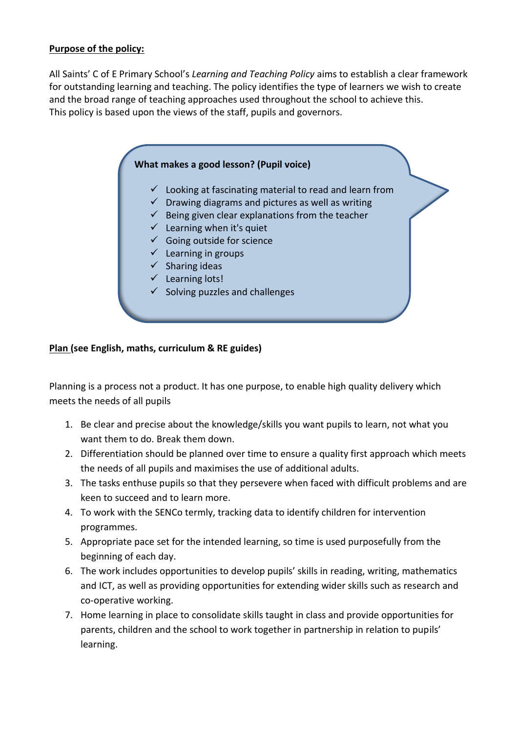## Purpose of the policy:

All Saints' C of E Primary School's *Learning and Teaching Policy* aims to establish a clear framework for outstanding learning and teaching. The policy identifies the type of learners we wish to create and the broad range of teaching approaches used throughout the school to achieve this.
This policy is based upon the views of the staff, pupils and governors.

**What makes a good lesson? (Pupil voice)**

- ✓ Looking at fascinating material to read and learn from
- ✓ Drawing diagrams and pictures as well as writing
- ✓ Being given clear explanations from the teacher
- ✓ Learning when it's quiet
- ✓ Going outside for science
- ✓ Learning in groups
- ✓ Sharing ideas
- ✓ Learning lots!
- ✓ Solving puzzles and challenges

## Plan (see English, maths, curriculum & RE guides)

Planning is a process not a product. It has one purpose, to enable high quality delivery which meets the needs of all pupils

1. Be clear and precise about the knowledge/skills you want pupils to learn, not what you want them to do. Break them down.
2. Differentiation should be planned over time to ensure a quality first approach which meets the needs of all pupils and maximises the use of additional adults.
3. The tasks enthuse pupils so that they persevere when faced with difficult problems and are keen to succeed and to learn more.
4. To work with the SENCo termly, tracking data to identify children for intervention programmes.
5. Appropriate pace set for the intended learning, so time is used purposefully from the beginning of each day.
6. The work includes opportunities to develop pupils' skills in reading, writing, mathematics and ICT, as well as providing opportunities for extending wider skills such as research and co-operative working.
7. Home learning in place to consolidate skills taught in class and provide opportunities for parents, children and the school to work together in partnership in relation to pupils' learning.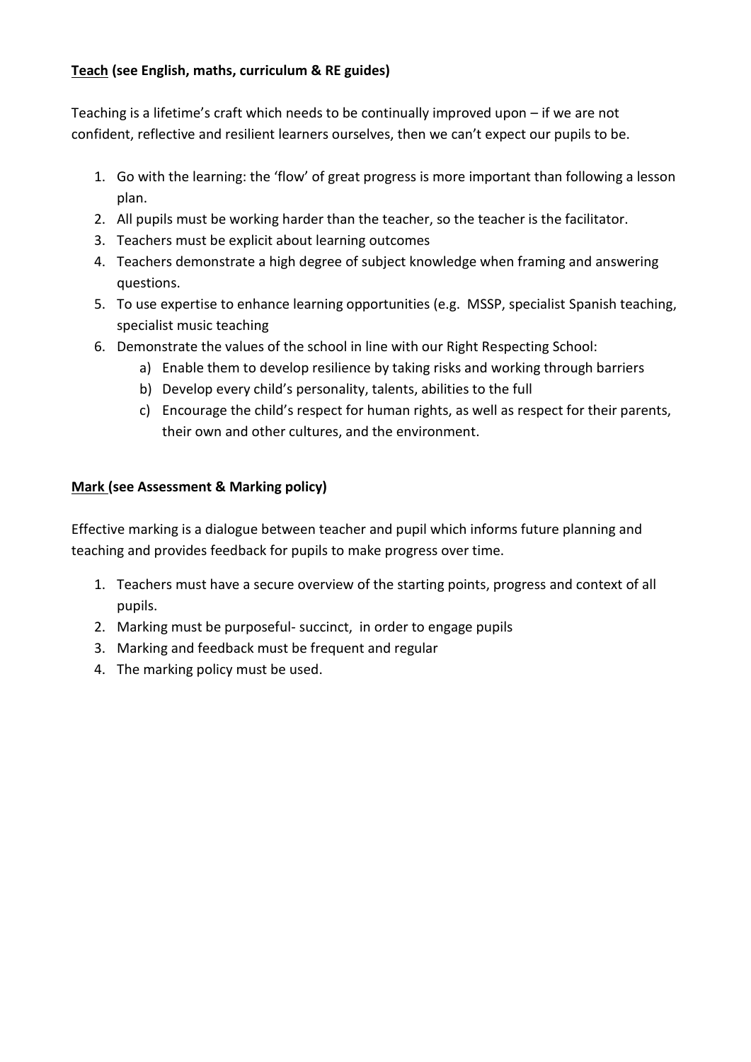**Teach (see English, maths, curriculum & RE guides)**

Teaching is a lifetime's craft which needs to be continually improved upon – if we are not confident, reflective and resilient learners ourselves, then we can't expect our pupils to be.

1. Go with the learning: the 'flow' of great progress is more important than following a lesson plan.
2. All pupils must be working harder than the teacher, so the teacher is the facilitator.
3. Teachers must be explicit about learning outcomes
4. Teachers demonstrate a high degree of subject knowledge when framing and answering questions.
5. To use expertise to enhance learning opportunities (e.g. MSSP, specialist Spanish teaching, specialist music teaching
6. Demonstrate the values of the school in line with our Right Respecting School:
   a) Enable them to develop resilience by taking risks and working through barriers
   b) Develop every child's personality, talents, abilities to the full
   c) Encourage the child's respect for human rights, as well as respect for their parents, their own and other cultures, and the environment.

**Mark (see Assessment & Marking policy)**

Effective marking is a dialogue between teacher and pupil which informs future planning and teaching and provides feedback for pupils to make progress over time.

1. Teachers must have a secure overview of the starting points, progress and context of all pupils.
2. Marking must be purposeful- succinct, in order to engage pupils
3. Marking and feedback must be frequent and regular
4. The marking policy must be used.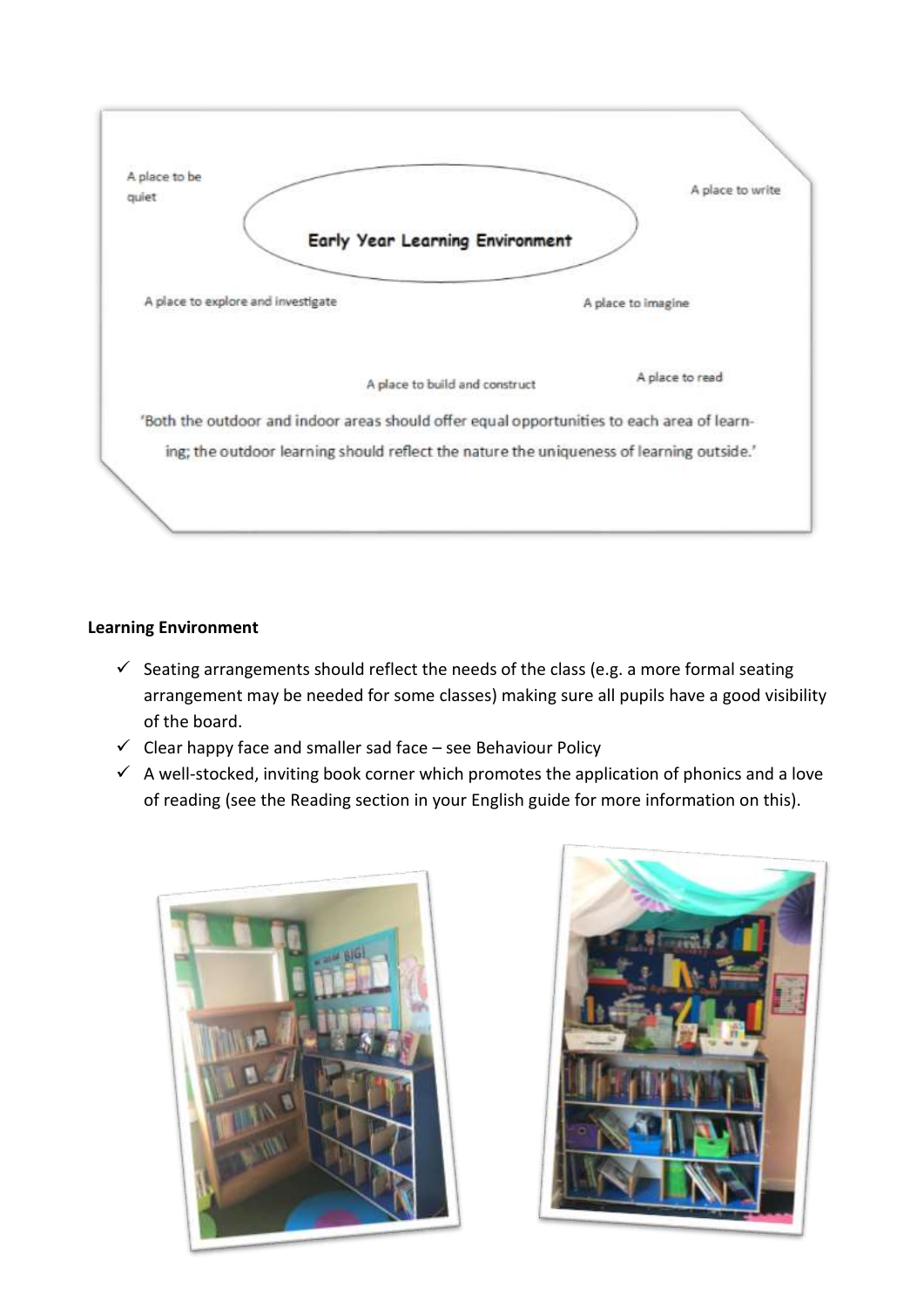**Early Year Learning Environment**

A place to be quiet

A place to write

A place to explore and investigate

A place to imagine

A place to build and construct

A place to read

'Both the outdoor and indoor areas should offer equal opportunities to each area of learning; the outdoor learning should reflect the nature the uniqueness of learning outside.'

**Learning Environment**

- ✓ Seating arrangements should reflect the needs of the class (e.g. a more formal seating arrangement may be needed for some classes) making sure all pupils have a good visibility of the board.
- ✓ Clear happy face and smaller sad face – see Behaviour Policy
- ✓ A well-stocked, inviting book corner which promotes the application of phonics and a love of reading (see the Reading section in your English guide for more information on this).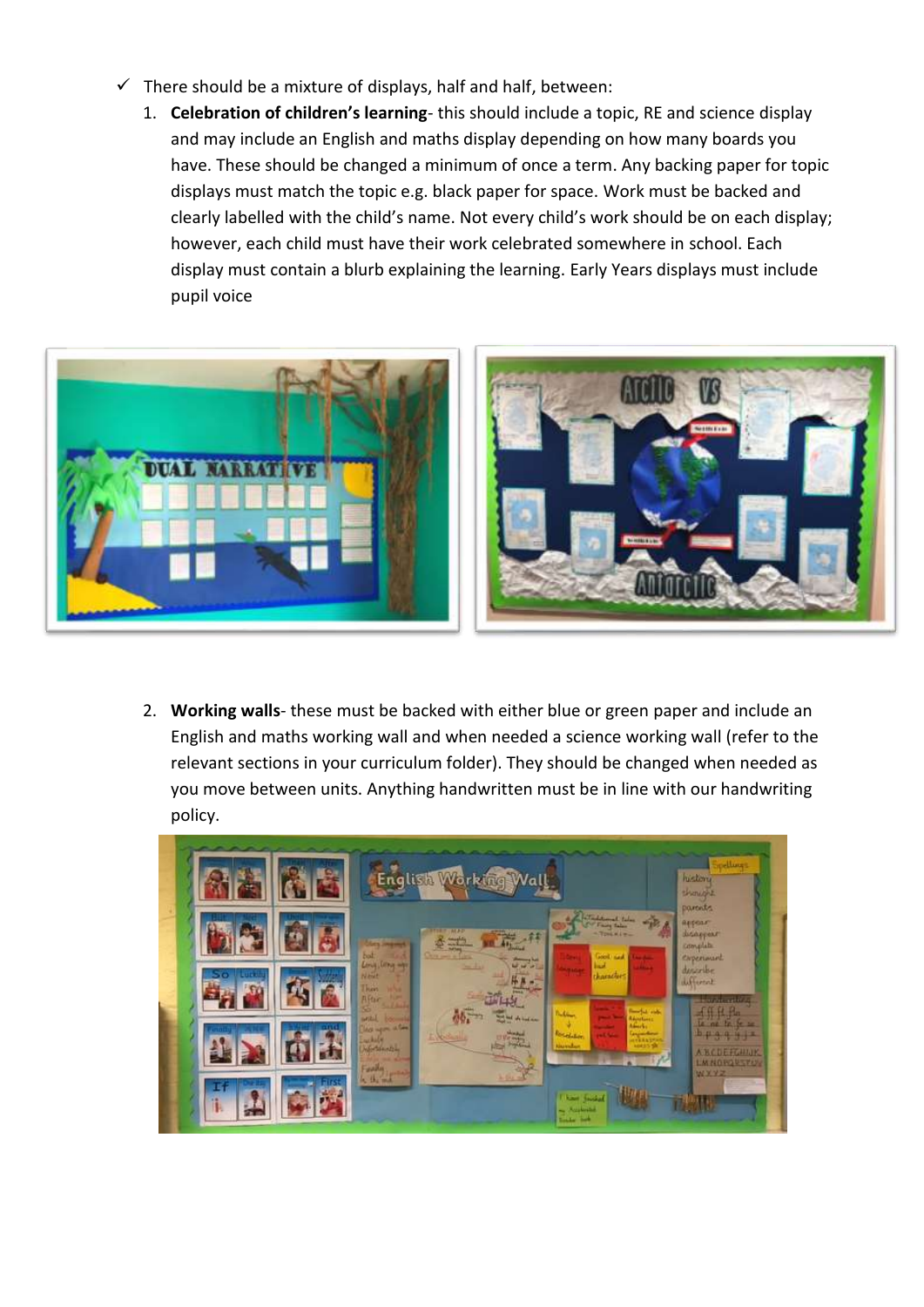- ✓ There should be a mixture of displays, half and half, between:
    1. **Celebration of children's learning**- this should include a topic, RE and science display and may include an English and maths display depending on how many boards you have. These should be changed a minimum of once a term. Any backing paper for topic displays must match the topic e.g. black paper for space. Work must be backed and clearly labelled with the child's name. Not every child's work should be on each display; however, each child must have their work celebrated somewhere in school. Each display must contain a blurb explaining the learning. Early Years displays must include pupil voice
    2. **Working walls**- these must be backed with either blue or green paper and include an English and maths working wall and when needed a science working wall (refer to the relevant sections in your curriculum folder). They should be changed when needed as you move between units. Anything handwritten must be in line with our handwriting policy.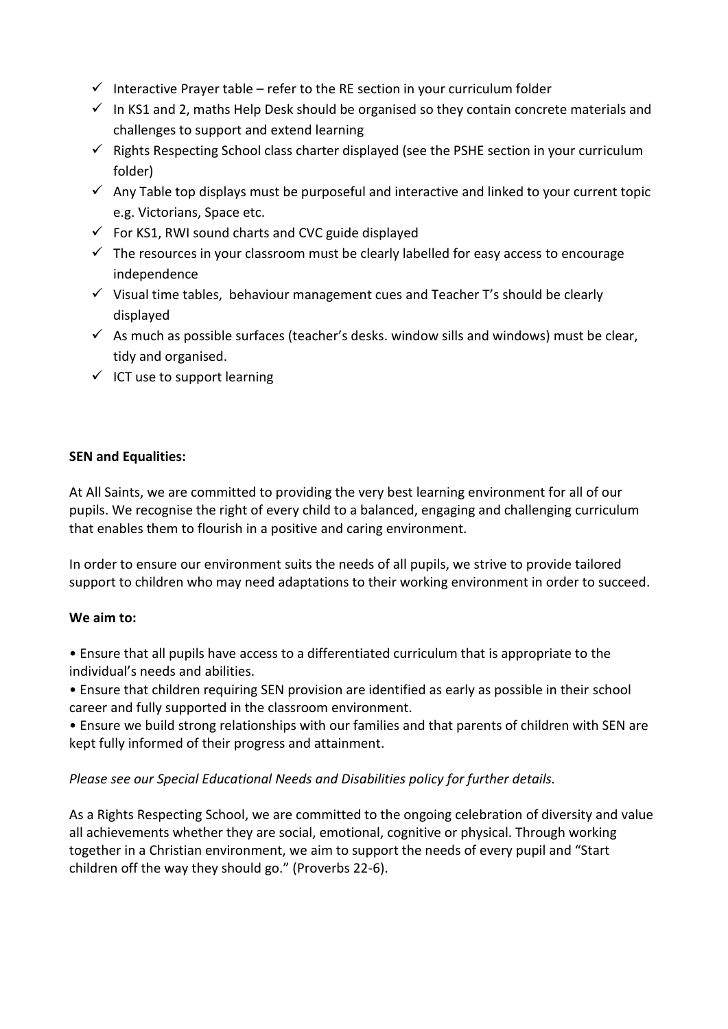- ✓ Interactive Prayer table – refer to the RE section in your curriculum folder
- ✓ In KS1 and 2, maths Help Desk should be organised so they contain concrete materials and challenges to support and extend learning
- ✓ Rights Respecting School class charter displayed (see the PSHE section in your curriculum folder)
- ✓ Any Table top displays must be purposeful and interactive and linked to your current topic e.g. Victorians, Space etc.
- ✓ For KS1, RWI sound charts and CVC guide displayed
- ✓ The resources in your classroom must be clearly labelled for easy access to encourage independence
- ✓ Visual time tables, behaviour management cues and Teacher T's should be clearly displayed
- ✓ As much as possible surfaces (teacher's desks. window sills and windows) must be clear, tidy and organised.
- ✓ ICT use to support learning

**SEN and Equalities:**

At All Saints, we are committed to providing the very best learning environment for all of our pupils. We recognise the right of every child to a balanced, engaging and challenging curriculum that enables them to flourish in a positive and caring environment.

In order to ensure our environment suits the needs of all pupils, we strive to provide tailored support to children who may need adaptations to their working environment in order to succeed.

**We aim to:**

- Ensure that all pupils have access to a differentiated curriculum that is appropriate to the individual's needs and abilities.
- Ensure that children requiring SEN provision are identified as early as possible in their school career and fully supported in the classroom environment.
- Ensure we build strong relationships with our families and that parents of children with SEN are kept fully informed of their progress and attainment.

*Please see our Special Educational Needs and Disabilities policy for further details.*

As a Rights Respecting School, we are committed to the ongoing celebration of diversity and value all achievements whether they are social, emotional, cognitive or physical. Through working together in a Christian environment, we aim to support the needs of every pupil and "Start children off the way they should go." (Proverbs 22-6).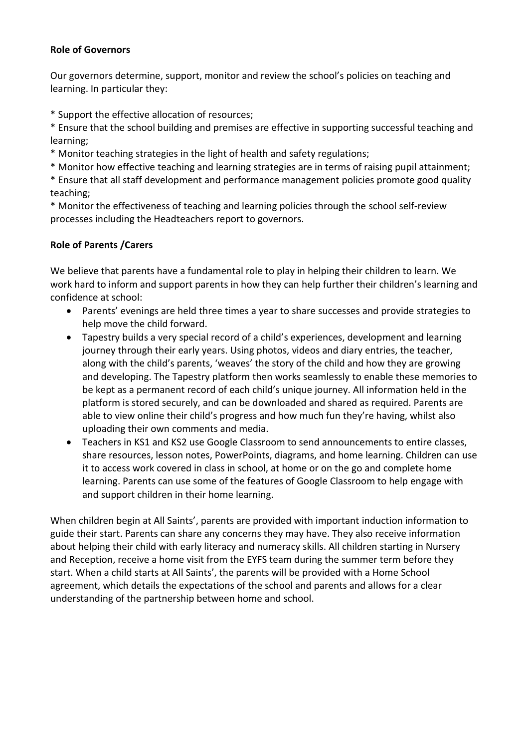**Role of Governors**

Our governors determine, support, monitor and review the school's policies on teaching and learning. In particular they:

* Support the effective allocation of resources;
* Ensure that the school building and premises are effective in supporting successful teaching and learning;
* Monitor teaching strategies in the light of health and safety regulations;
* Monitor how effective teaching and learning strategies are in terms of raising pupil attainment;
* Ensure that all staff development and performance management policies promote good quality teaching;
* Monitor the effectiveness of teaching and learning policies through the school self-review processes including the Headteachers report to governors.

**Role of Parents /Carers**

We believe that parents have a fundamental role to play in helping their children to learn. We work hard to inform and support parents in how they can help further their children's learning and confidence at school:

- Parents' evenings are held three times a year to share successes and provide strategies to help move the child forward.
- Tapestry builds a very special record of a child's experiences, development and learning journey through their early years. Using photos, videos and diary entries, the teacher, along with the child's parents, 'weaves' the story of the child and how they are growing and developing. The Tapestry platform then works seamlessly to enable these memories to be kept as a permanent record of each child's unique journey. All information held in the platform is stored securely, and can be downloaded and shared as required. Parents are able to view online their child's progress and how much fun they're having, whilst also uploading their own comments and media.
- Teachers in KS1 and KS2 use Google Classroom to send announcements to entire classes, share resources, lesson notes, PowerPoints, diagrams, and home learning. Children can use it to access work covered in class in school, at home or on the go and complete home learning. Parents can use some of the features of Google Classroom to help engage with and support children in their home learning.

When children begin at All Saints', parents are provided with important induction information to guide their start. Parents can share any concerns they may have. They also receive information about helping their child with early literacy and numeracy skills. All children starting in Nursery and Reception, receive a home visit from the EYFS team during the summer term before they start. When a child starts at All Saints', the parents will be provided with a Home School agreement, which details the expectations of the school and parents and allows for a clear understanding of the partnership between home and school.